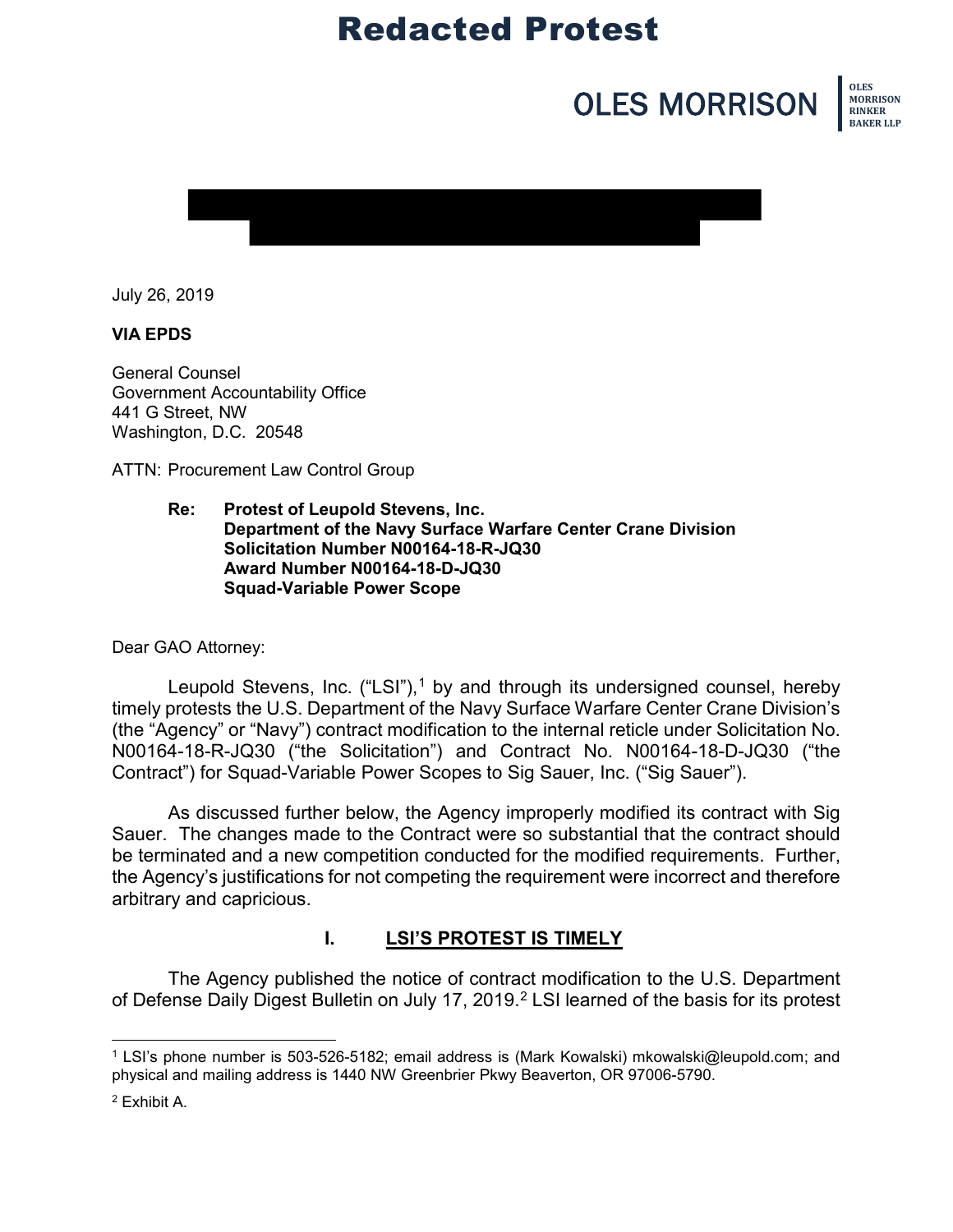# Redacted Protest

OLES MORRISON

OLES MORRISON RINKER BAKER LLP

July 26, 2019

**VIA EPDS**

General Counsel
Government Accountability Office
441 G Street, NW
Washington, D.C. 20548

ATTN: Procurement Law Control Group

> **Re: Protest of Leupold Stevens, Inc.**
> **Department of the Navy Surface Warfare Center Crane Division**
> **Solicitation Number N00164-18-R-JQ30**
> **Award Number N00164-18-D-JQ30**
> **Squad-Variable Power Scope**

Dear GAO Attorney:

Leupold Stevens, Inc. ("LSI"),[1] by and through its undersigned counsel, hereby timely protests the U.S. Department of the Navy Surface Warfare Center Crane Division's (the "Agency" or "Navy") contract modification to the internal reticle under Solicitation No. N00164-18-R-JQ30 ("the Solicitation") and Contract No. N00164-18-D-JQ30 ("the Contract") for Squad-Variable Power Scopes to Sig Sauer, Inc. ("Sig Sauer").

As discussed further below, the Agency improperly modified its contract with Sig Sauer. The changes made to the Contract were so substantial that the contract should be terminated and a new competition conducted for the modified requirements. Further, the Agency's justifications for not competing the requirement were incorrect and therefore arbitrary and capricious.

## I. LSI'S PROTEST IS TIMELY

The Agency published the notice of contract modification to the U.S. Department of Defense Daily Digest Bulletin on July 17, 2019.[2] LSI learned of the basis for its protest

---

[1] LSI's phone number is 503-526-5182; email address is (Mark Kowalski) mkowalski@leupold.com; and physical and mailing address is 1440 NW Greenbrier Pkwy Beaverton, OR 97006-5790.

[2] Exhibit A.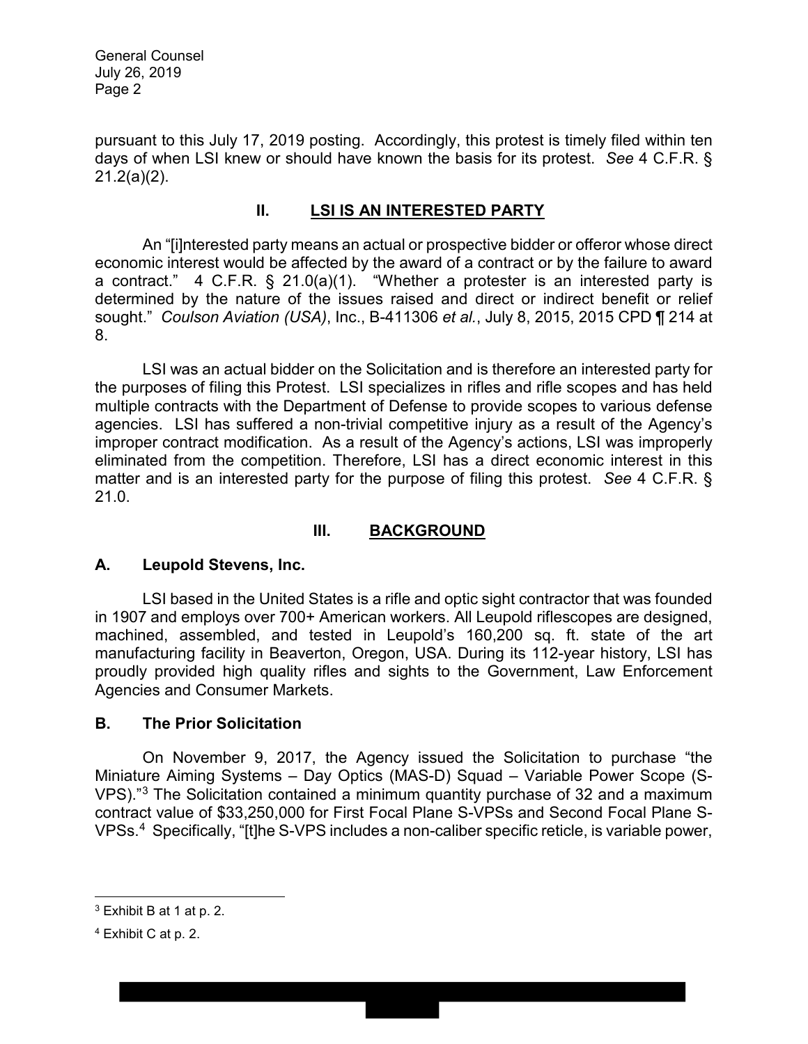pursuant to this July 17, 2019 posting. Accordingly, this protest is timely filed within ten days of when LSI knew or should have known the basis for its protest. *See* 4 C.F.R. § 21.2(a)(2).

## II. LSI IS AN INTERESTED PARTY

An "[i]nterested party means an actual or prospective bidder or offeror whose direct economic interest would be affected by the award of a contract or by the failure to award a contract." 4 C.F.R. § 21.0(a)(1). "Whether a protester is an interested party is determined by the nature of the issues raised and direct or indirect benefit or relief sought." *Coulson Aviation (USA)*, Inc., B-411306 *et al.*, July 8, 2015, 2015 CPD ¶ 214 at 8.

LSI was an actual bidder on the Solicitation and is therefore an interested party for the purposes of filing this Protest. LSI specializes in rifles and rifle scopes and has held multiple contracts with the Department of Defense to provide scopes to various defense agencies. LSI has suffered a non-trivial competitive injury as a result of the Agency's improper contract modification. As a result of the Agency's actions, LSI was improperly eliminated from the competition. Therefore, LSI has a direct economic interest in this matter and is an interested party for the purpose of filing this protest. *See* 4 C.F.R. § 21.0.

## III. BACKGROUND

### A. Leupold Stevens, Inc.

LSI based in the United States is a rifle and optic sight contractor that was founded in 1907 and employs over 700+ American workers. All Leupold riflescopes are designed, machined, assembled, and tested in Leupold's 160,200 sq. ft. state of the art manufacturing facility in Beaverton, Oregon, USA. During its 112-year history, LSI has proudly provided high quality rifles and sights to the Government, Law Enforcement Agencies and Consumer Markets.

### B. The Prior Solicitation

On November 9, 2017, the Agency issued the Solicitation to purchase "the Miniature Aiming Systems – Day Optics (MAS-D) Squad – Variable Power Scope (S-VPS)."[3] The Solicitation contained a minimum quantity purchase of 32 and a maximum contract value of $33,250,000 for First Focal Plane S-VPSs and Second Focal Plane S-VPSs.[4] Specifically, "[t]he S-VPS includes a non-caliber specific reticle, is variable power,

---

[3] Exhibit B at 1 at p. 2.

[4] Exhibit C at p. 2.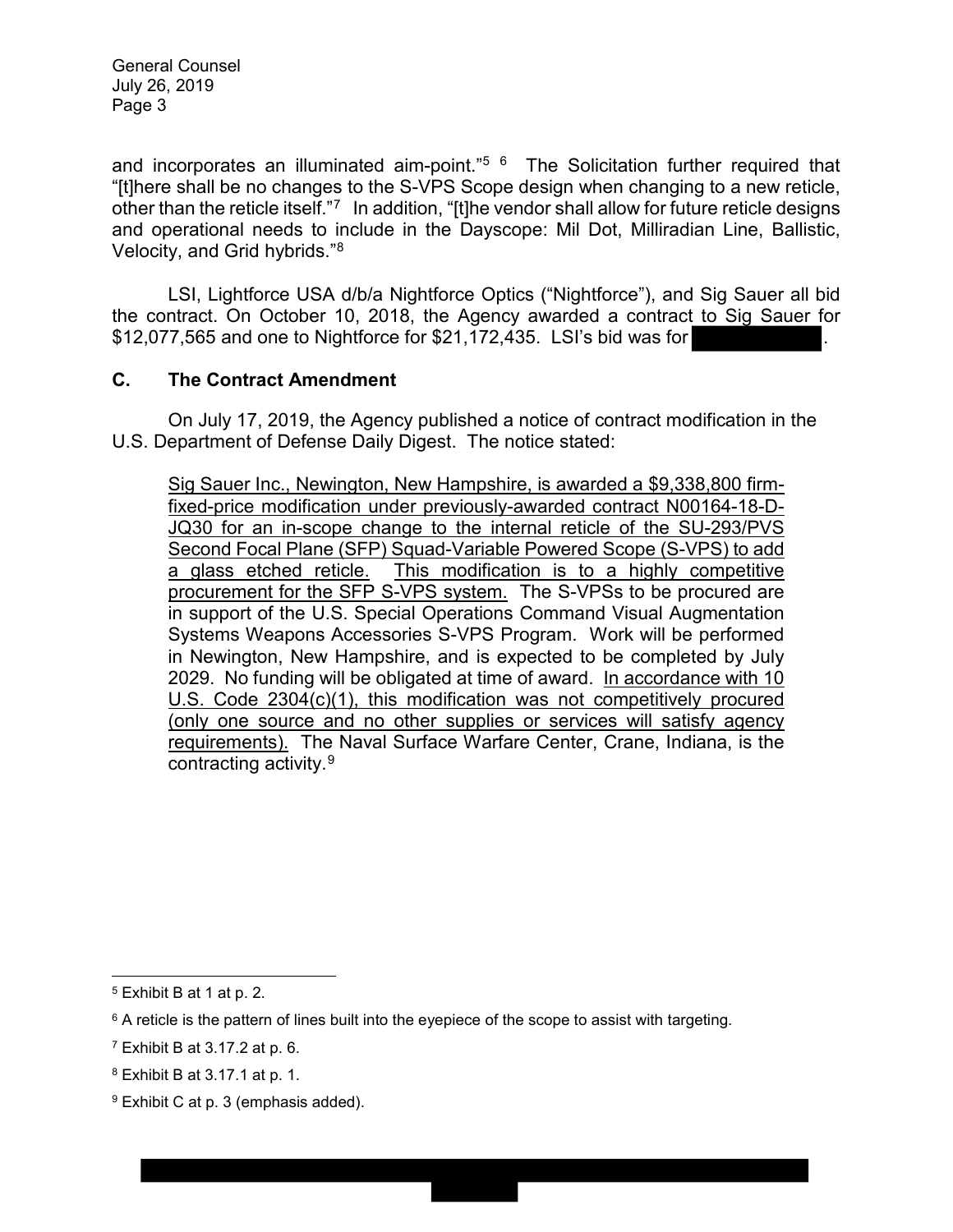and incorporates an illuminated aim-point."[5] [6] The Solicitation further required that "[t]here shall be no changes to the S-VPS Scope design when changing to a new reticle, other than the reticle itself."[7] In addition, "[t]he vendor shall allow for future reticle designs and operational needs to include in the Dayscope: Mil Dot, Milliradian Line, Ballistic, Velocity, and Grid hybrids."[8]

LSI, Lightforce USA d/b/a Nightforce Optics ("Nightforce"), and Sig Sauer all bid the contract. On October 10, 2018, the Agency awarded a contract to Sig Sauer for $12,077,565 and one to Nightforce for $21,172,435. LSI's bid was for [REDACTED].

### C. The Contract Amendment

On July 17, 2019, the Agency published a notice of contract modification in the U.S. Department of Defense Daily Digest. The notice stated:

> <u>Sig Sauer Inc., Newington, New Hampshire, is awarded a $9,338,800 firm-fixed-price modification under previously-awarded contract N00164-18-D-JQ30 for an in-scope change to the internal reticle of the SU-293/PVS Second Focal Plane (SFP) Squad-Variable Powered Scope (S-VPS) to add a glass etched reticle.</u> <u>This modification is to a highly competitive procurement for the SFP S-VPS system.</u> The S-VPSs to be procured are in support of the U.S. Special Operations Command Visual Augmentation Systems Weapons Accessories S-VPS Program. Work will be performed in Newington, New Hampshire, and is expected to be completed by July 2029. No funding will be obligated at time of award. <u>In accordance with 10 U.S. Code 2304(c)(1), this modification was not competitively procured (only one source and no other supplies or services will satisfy agency requirements).</u> The Naval Surface Warfare Center, Crane, Indiana, is the contracting activity.[9]

---

[5] Exhibit B at 1 at p. 2.

[6] A reticle is the pattern of lines built into the eyepiece of the scope to assist with targeting.

[7] Exhibit B at 3.17.2 at p. 6.

[8] Exhibit B at 3.17.1 at p. 1.

[9] Exhibit C at p. 3 (emphasis added).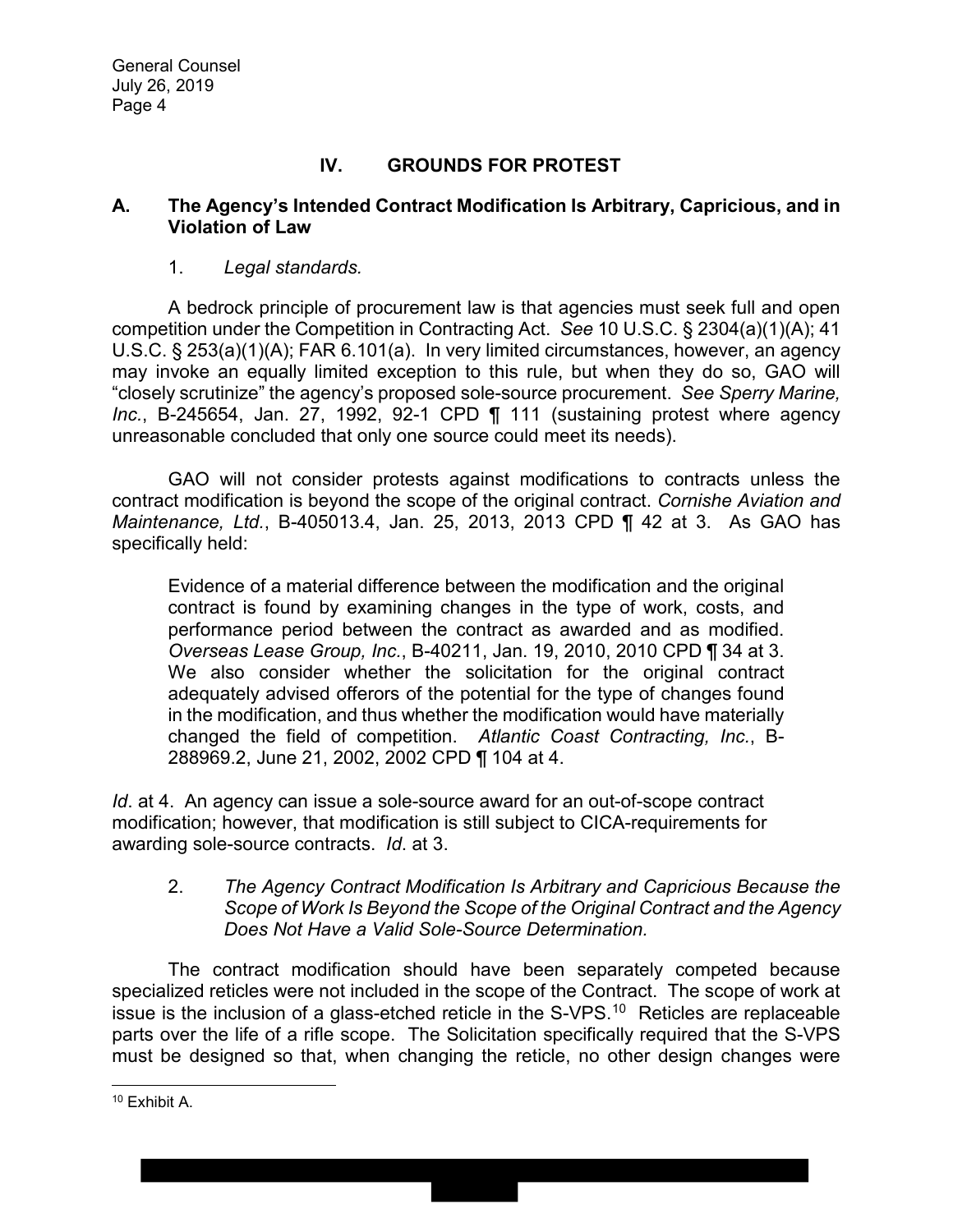## IV. GROUNDS FOR PROTEST

### A. The Agency's Intended Contract Modification Is Arbitrary, Capricious, and in Violation of Law

1. *Legal standards.*

A bedrock principle of procurement law is that agencies must seek full and open competition under the Competition in Contracting Act. *See* 10 U.S.C. § 2304(a)(1)(A); 41 U.S.C. § 253(a)(1)(A); FAR 6.101(a). In very limited circumstances, however, an agency may invoke an equally limited exception to this rule, but when they do so, GAO will "closely scrutinize" the agency's proposed sole-source procurement. *See Sperry Marine, Inc.*, B-245654, Jan. 27, 1992, 92-1 CPD ¶ 111 (sustaining protest where agency unreasonable concluded that only one source could meet its needs).

GAO will not consider protests against modifications to contracts unless the contract modification is beyond the scope of the original contract. *Cornishe Aviation and Maintenance, Ltd.*, B-405013.4, Jan. 25, 2013, 2013 CPD ¶ 42 at 3. As GAO has specifically held:

> Evidence of a material difference between the modification and the original contract is found by examining changes in the type of work, costs, and performance period between the contract as awarded and as modified. *Overseas Lease Group, Inc.*, B-40211, Jan. 19, 2010, 2010 CPD ¶ 34 at 3. We also consider whether the solicitation for the original contract adequately advised offerors of the potential for the type of changes found in the modification, and thus whether the modification would have materially changed the field of competition. *Atlantic Coast Contracting, Inc.*, B-288969.2, June 21, 2002, 2002 CPD ¶ 104 at 4.

*Id*. at 4. An agency can issue a sole-source award for an out-of-scope contract modification; however, that modification is still subject to CICA-requirements for awarding sole-source contracts. *Id*. at 3.

2. *The Agency Contract Modification Is Arbitrary and Capricious Because the Scope of Work Is Beyond the Scope of the Original Contract and the Agency Does Not Have a Valid Sole-Source Determination.*

The contract modification should have been separately competed because specialized reticles were not included in the scope of the Contract. The scope of work at issue is the inclusion of a glass-etched reticle in the S-VPS.[10] Reticles are replaceable parts over the life of a rifle scope. The Solicitation specifically required that the S-VPS must be designed so that, when changing the reticle, no other design changes were

[10] Exhibit A.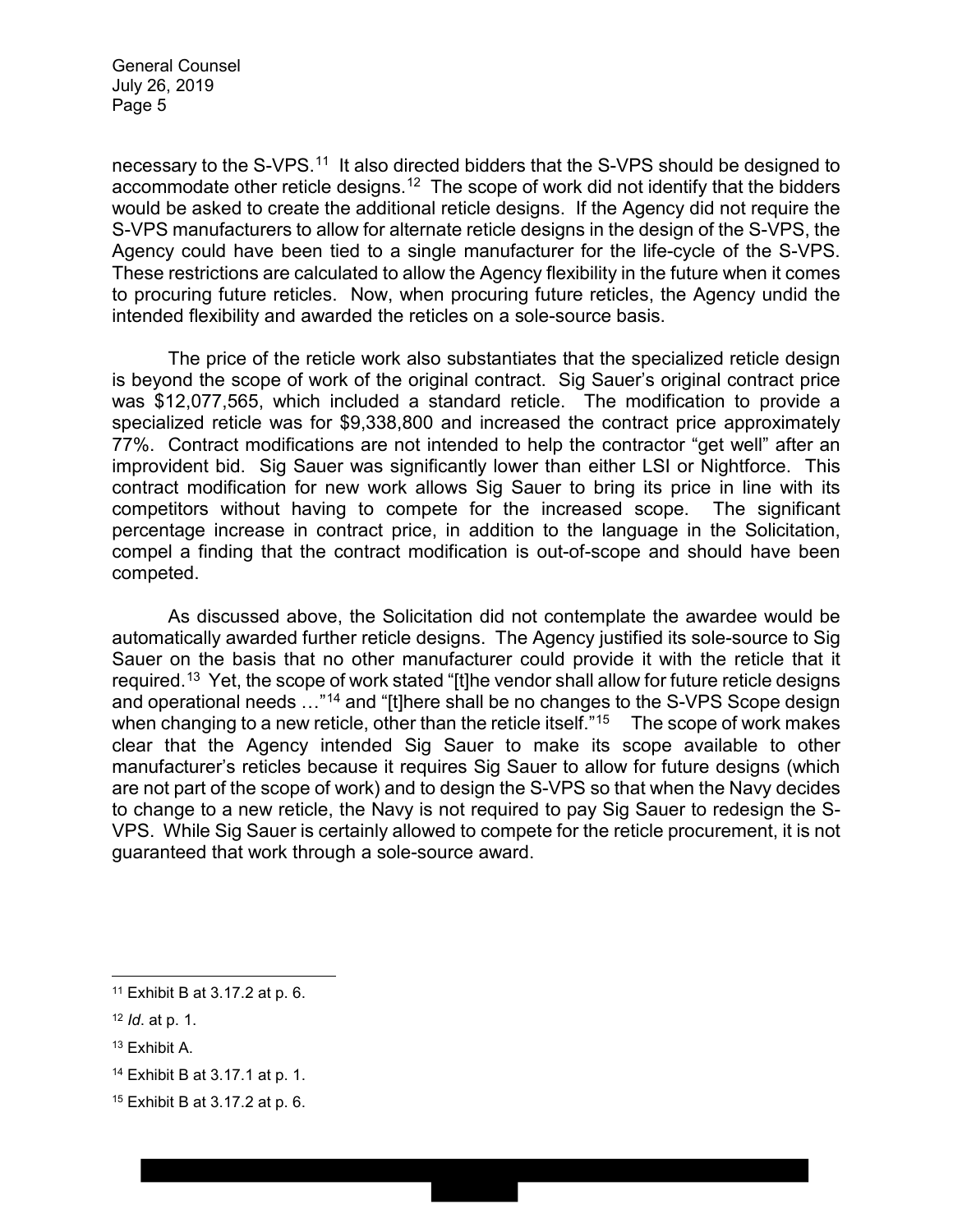necessary to the S-VPS.[11] It also directed bidders that the S-VPS should be designed to accommodate other reticle designs.[12] The scope of work did not identify that the bidders would be asked to create the additional reticle designs. If the Agency did not require the S-VPS manufacturers to allow for alternate reticle designs in the design of the S-VPS, the Agency could have been tied to a single manufacturer for the life-cycle of the S-VPS. These restrictions are calculated to allow the Agency flexibility in the future when it comes to procuring future reticles. Now, when procuring future reticles, the Agency undid the intended flexibility and awarded the reticles on a sole-source basis.

The price of the reticle work also substantiates that the specialized reticle design is beyond the scope of work of the original contract. Sig Sauer's original contract price was $12,077,565, which included a standard reticle. The modification to provide a specialized reticle was for $9,338,800 and increased the contract price approximately 77%. Contract modifications are not intended to help the contractor "get well" after an improvident bid. Sig Sauer was significantly lower than either LSI or Nightforce. This contract modification for new work allows Sig Sauer to bring its price in line with its competitors without having to compete for the increased scope. The significant percentage increase in contract price, in addition to the language in the Solicitation, compel a finding that the contract modification is out-of-scope and should have been competed.

As discussed above, the Solicitation did not contemplate the awardee would be automatically awarded further reticle designs. The Agency justified its sole-source to Sig Sauer on the basis that no other manufacturer could provide it with the reticle that it required.[13] Yet, the scope of work stated "[t]he vendor shall allow for future reticle designs and operational needs …"[14] and "[t]here shall be no changes to the S-VPS Scope design when changing to a new reticle, other than the reticle itself."[15] The scope of work makes clear that the Agency intended Sig Sauer to make its scope available to other manufacturer's reticles because it requires Sig Sauer to allow for future designs (which are not part of the scope of work) and to design the S-VPS so that when the Navy decides to change to a new reticle, the Navy is not required to pay Sig Sauer to redesign the S-VPS. While Sig Sauer is certainly allowed to compete for the reticle procurement, it is not guaranteed that work through a sole-source award.

---

[11] Exhibit B at 3.17.2 at p. 6.

[12] *Id*. at p. 1.

[13] Exhibit A.

[14] Exhibit B at 3.17.1 at p. 1.

[15] Exhibit B at 3.17.2 at p. 6.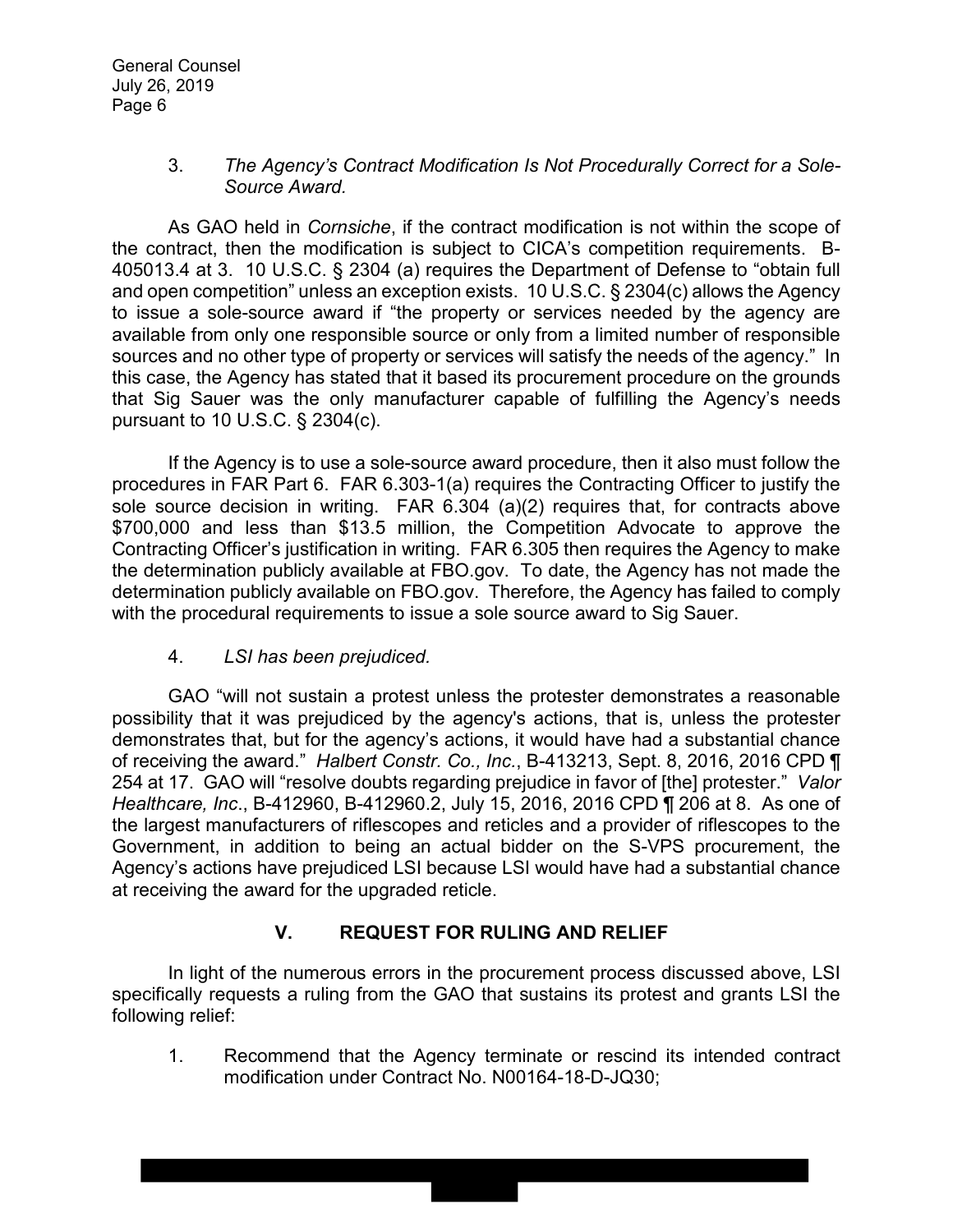3. *The Agency's Contract Modification Is Not Procedurally Correct for a Sole-Source Award.*

As GAO held in *Cornsiche*, if the contract modification is not within the scope of the contract, then the modification is subject to CICA's competition requirements. B-405013.4 at 3. 10 U.S.C. § 2304 (a) requires the Department of Defense to "obtain full and open competition" unless an exception exists. 10 U.S.C. § 2304(c) allows the Agency to issue a sole-source award if "the property or services needed by the agency are available from only one responsible source or only from a limited number of responsible sources and no other type of property or services will satisfy the needs of the agency." In this case, the Agency has stated that it based its procurement procedure on the grounds that Sig Sauer was the only manufacturer capable of fulfilling the Agency's needs pursuant to 10 U.S.C. § 2304(c).

If the Agency is to use a sole-source award procedure, then it also must follow the procedures in FAR Part 6. FAR 6.303-1(a) requires the Contracting Officer to justify the sole source decision in writing. FAR 6.304 (a)(2) requires that, for contracts above $700,000 and less than $13.5 million, the Competition Advocate to approve the Contracting Officer's justification in writing. FAR 6.305 then requires the Agency to make the determination publicly available at FBO.gov. To date, the Agency has not made the determination publicly available on FBO.gov. Therefore, the Agency has failed to comply with the procedural requirements to issue a sole source award to Sig Sauer.

4. *LSI has been prejudiced.*

GAO "will not sustain a protest unless the protester demonstrates a reasonable possibility that it was prejudiced by the agency's actions, that is, unless the protester demonstrates that, but for the agency's actions, it would have had a substantial chance of receiving the award." *Halbert Constr. Co., Inc.*, B-413213, Sept. 8, 2016, 2016 CPD ¶ 254 at 17. GAO will "resolve doubts regarding prejudice in favor of [the] protester." *Valor Healthcare, Inc*., B-412960, B-412960.2, July 15, 2016, 2016 CPD ¶ 206 at 8. As one of the largest manufacturers of riflescopes and reticles and a provider of riflescopes to the Government, in addition to being an actual bidder on the S-VPS procurement, the Agency's actions have prejudiced LSI because LSI would have had a substantial chance at receiving the award for the upgraded reticle.

## V. REQUEST FOR RULING AND RELIEF

In light of the numerous errors in the procurement process discussed above, LSI specifically requests a ruling from the GAO that sustains its protest and grants LSI the following relief:

1. Recommend that the Agency terminate or rescind its intended contract modification under Contract No. N00164-18-D-JQ30;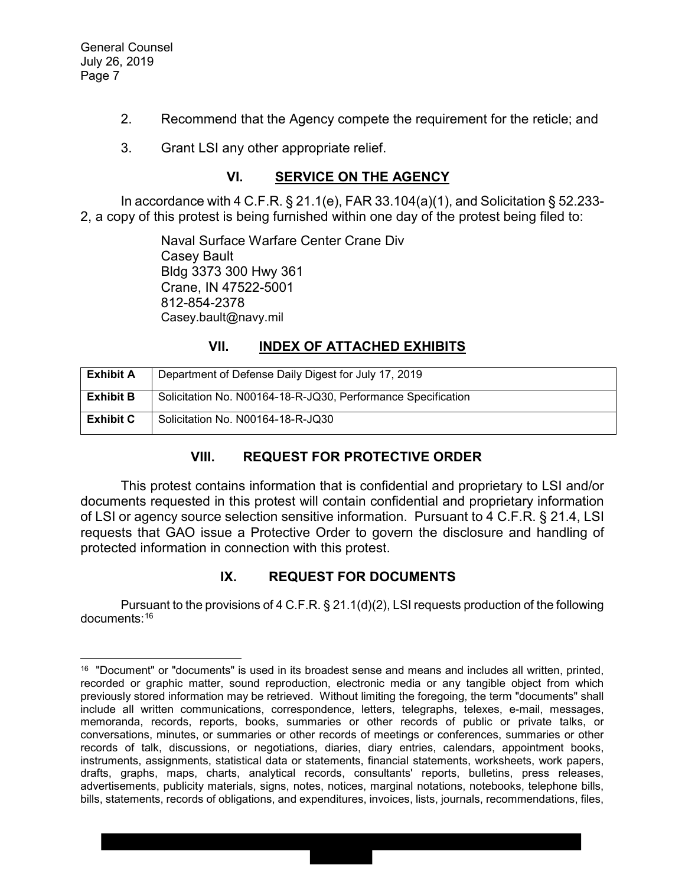2. Recommend that the Agency compete the requirement for the reticle; and

3. Grant LSI any other appropriate relief.

## VI. SERVICE ON THE AGENCY

In accordance with 4 C.F.R. § 21.1(e), FAR 33.104(a)(1), and Solicitation § 52.233-2, a copy of this protest is being furnished within one day of the protest being filed to:

> Naval Surface Warfare Center Crane Div
> Casey Bault
> Bldg 3373 300 Hwy 361
> Crane, IN 47522-5001
> 812-854-2378
> Casey.bault@navy.mil

## VII. INDEX OF ATTACHED EXHIBITS

| | |
|---|---|
| **Exhibit A** | Department of Defense Daily Digest for July 17, 2019 |
| **Exhibit B** | Solicitation No. N00164-18-R-JQ30, Performance Specification |
| **Exhibit C** | Solicitation No. N00164-18-R-JQ30 |

## VIII. REQUEST FOR PROTECTIVE ORDER

This protest contains information that is confidential and proprietary to LSI and/or documents requested in this protest will contain confidential and proprietary information of LSI or agency source selection sensitive information. Pursuant to 4 C.F.R. § 21.4, LSI requests that GAO issue a Protective Order to govern the disclosure and handling of protected information in connection with this protest.

## IX. REQUEST FOR DOCUMENTS

Pursuant to the provisions of 4 C.F.R. § 21.1(d)(2), LSI requests production of the following documents:[16]

---

[16] "Document" or "documents" is used in its broadest sense and means and includes all written, printed, recorded or graphic matter, sound reproduction, electronic media or any tangible object from which previously stored information may be retrieved. Without limiting the foregoing, the term "documents" shall include all written communications, correspondence, letters, telegraphs, telexes, e-mail, messages, memoranda, records, reports, books, summaries or other records of public or private talks, or conversations, minutes, or summaries or other records of meetings or conferences, summaries or other records of talk, discussions, or negotiations, diaries, diary entries, calendars, appointment books, instruments, assignments, statistical data or statements, financial statements, worksheets, work papers, drafts, graphs, maps, charts, analytical records, consultants' reports, bulletins, press releases, advertisements, publicity materials, signs, notes, notices, marginal notations, notebooks, telephone bills, bills, statements, records of obligations, and expenditures, invoices, lists, journals, recommendations, files,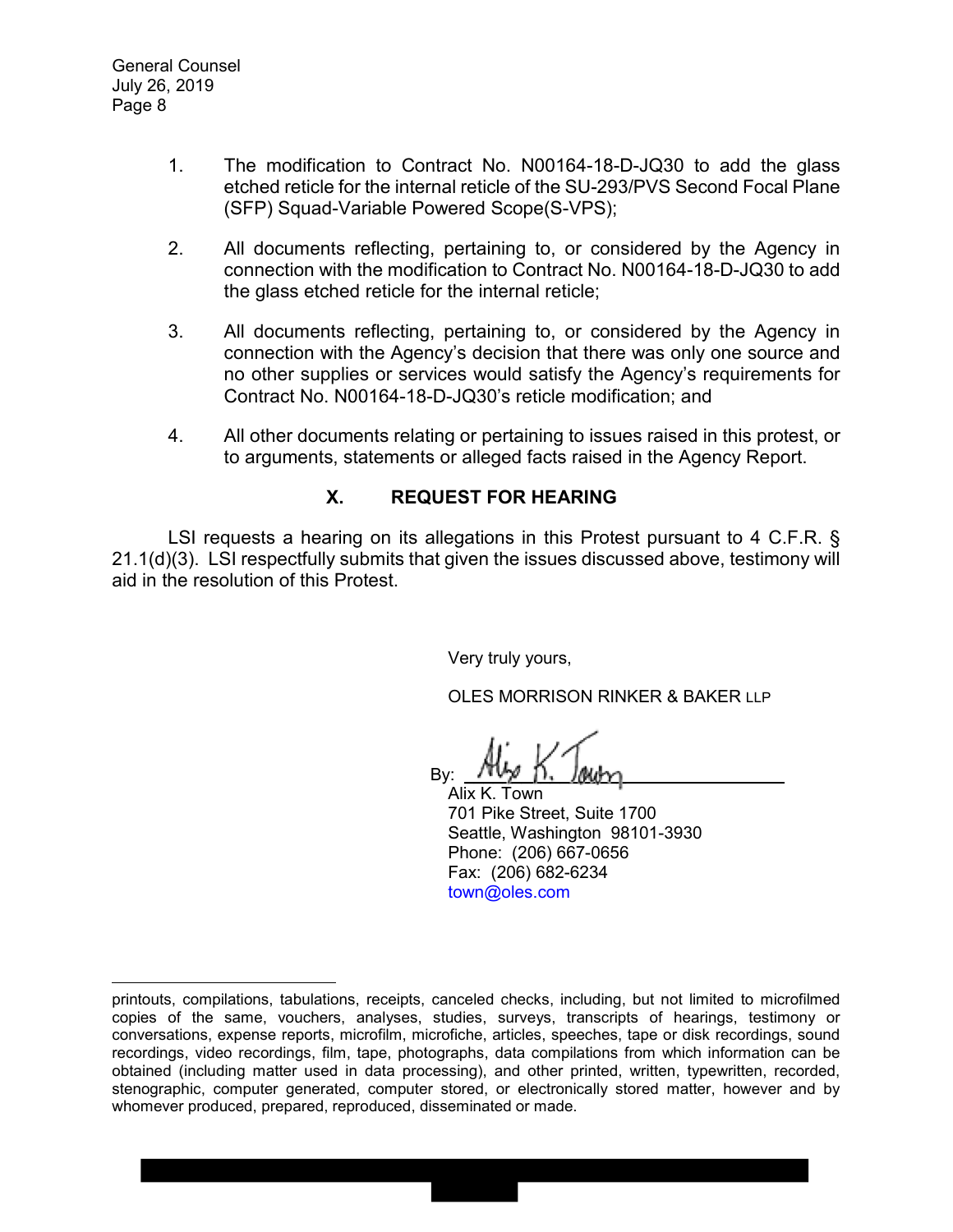1. The modification to Contract No. N00164-18-D-JQ30 to add the glass etched reticle for the internal reticle of the SU-293/PVS Second Focal Plane (SFP) Squad-Variable Powered Scope(S-VPS);

2. All documents reflecting, pertaining to, or considered by the Agency in connection with the modification to Contract No. N00164-18-D-JQ30 to add the glass etched reticle for the internal reticle;

3. All documents reflecting, pertaining to, or considered by the Agency in connection with the Agency's decision that there was only one source and no other supplies or services would satisfy the Agency's requirements for Contract No. N00164-18-D-JQ30's reticle modification; and

4. All other documents relating or pertaining to issues raised in this protest, or to arguments, statements or alleged facts raised in the Agency Report.

## X. REQUEST FOR HEARING

LSI requests a hearing on its allegations in this Protest pursuant to 4 C.F.R. § 21.1(d)(3). LSI respectfully submits that given the issues discussed above, testimony will aid in the resolution of this Protest.

Very truly yours,

OLES MORRISON RINKER & BAKER LLP

By: Alix K. Town

Alix K. Town
701 Pike Street, Suite 1700
Seattle, Washington 98101-3930
Phone: (206) 667-0656
Fax: (206) 682-6234
town@oles.com

---

printouts, compilations, tabulations, receipts, canceled checks, including, but not limited to microfilmed copies of the same, vouchers, analyses, studies, surveys, transcripts of hearings, testimony or conversations, expense reports, microfilm, microfiche, articles, speeches, tape or disk recordings, sound recordings, video recordings, film, tape, photographs, data compilations from which information can be obtained (including matter used in data processing), and other printed, written, typewritten, recorded, stenographic, computer generated, computer stored, or electronically stored matter, however and by whomever produced, prepared, reproduced, disseminated or made.